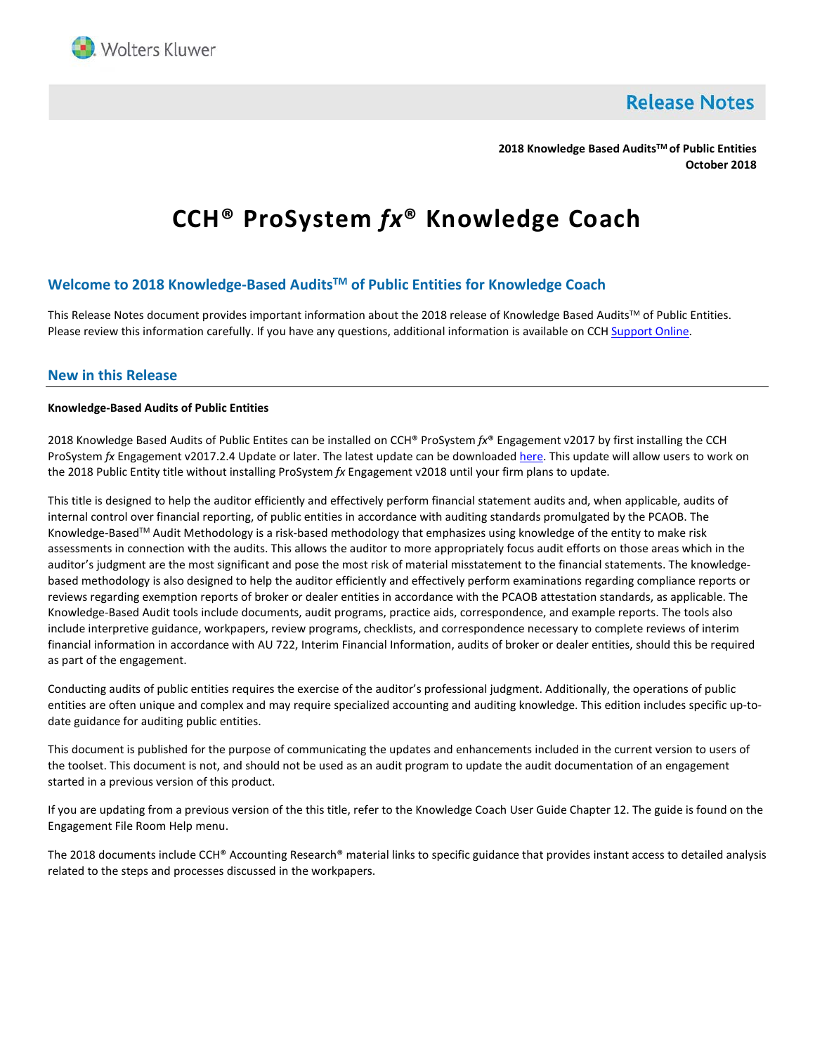Wolters Kluwer

# Release Notes

**2018 Knowledge Based Audits™ of Public Entities**
**October 2018**

# CCH® ProSystem *fx*® Knowledge Coach

## Welcome to 2018 Knowledge-Based Audits™ of Public Entities for Knowledge Coach

This Release Notes document provides important information about the 2018 release of Knowledge Based Audits™ of Public Entities. Please review this information carefully. If you have any questions, additional information is available on CCH Support Online.

## New in this Release

**Knowledge-Based Audits of Public Entities**

2018 Knowledge Based Audits of Public Entites can be installed on CCH® ProSystem *fx*® Engagement v2017 by first installing the CCH ProSystem *fx* Engagement v2017.2.4 Update or later. The latest update can be downloaded here. This update will allow users to work on the 2018 Public Entity title without installing ProSystem *fx* Engagement v2018 until your firm plans to update.

This title is designed to help the auditor efficiently and effectively perform financial statement audits and, when applicable, audits of internal control over financial reporting, of public entities in accordance with auditing standards promulgated by the PCAOB. The Knowledge-Based™ Audit Methodology is a risk-based methodology that emphasizes using knowledge of the entity to make risk assessments in connection with the audits. This allows the auditor to more appropriately focus audit efforts on those areas which in the auditor's judgment are the most significant and pose the most risk of material misstatement to the financial statements. The knowledge-based methodology is also designed to help the auditor efficiently and effectively perform examinations regarding compliance reports or reviews regarding exemption reports of broker or dealer entities in accordance with the PCAOB attestation standards, as applicable. The Knowledge-Based Audit tools include documents, audit programs, practice aids, correspondence, and example reports. The tools also include interpretive guidance, workpapers, review programs, checklists, and correspondence necessary to complete reviews of interim financial information in accordance with AU 722, Interim Financial Information, audits of broker or dealer entities, should this be required as part of the engagement.

Conducting audits of public entities requires the exercise of the auditor's professional judgment. Additionally, the operations of public entities are often unique and complex and may require specialized accounting and auditing knowledge. This edition includes specific up-to-date guidance for auditing public entities.

This document is published for the purpose of communicating the updates and enhancements included in the current version to users of the toolset. This document is not, and should not be used as an audit program to update the audit documentation of an engagement started in a previous version of this product.

If you are updating from a previous version of the this title, refer to the Knowledge Coach User Guide Chapter 12. The guide is found on the Engagement File Room Help menu.

The 2018 documents include CCH® Accounting Research® material links to specific guidance that provides instant access to detailed analysis related to the steps and processes discussed in the workpapers.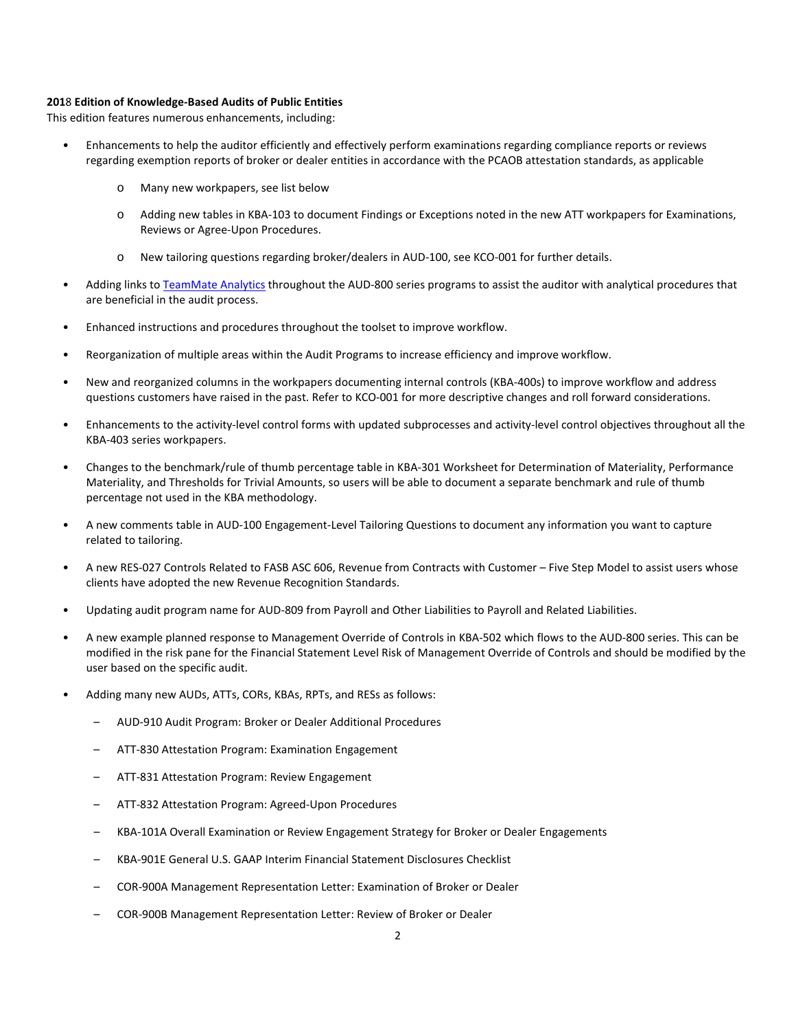**2018 Edition of Knowledge-Based Audits of Public Entities**

This edition features numerous enhancements, including:

- Enhancements to help the auditor efficiently and effectively perform examinations regarding compliance reports or reviews regarding exemption reports of broker or dealer entities in accordance with the PCAOB attestation standards, as applicable
    - Many new workpapers, see list below
    - Adding new tables in KBA-103 to document Findings or Exceptions noted in the new ATT workpapers for Examinations, Reviews or Agree-Upon Procedures.
    - New tailoring questions regarding broker/dealers in AUD-100, see KCO-001 for further details.
- Adding links to TeamMate Analytics throughout the AUD-800 series programs to assist the auditor with analytical procedures that are beneficial in the audit process.
- Enhanced instructions and procedures throughout the toolset to improve workflow.
- Reorganization of multiple areas within the Audit Programs to increase efficiency and improve workflow.
- New and reorganized columns in the workpapers documenting internal controls (KBA-400s) to improve workflow and address questions customers have raised in the past. Refer to KCO-001 for more descriptive changes and roll forward considerations.
- Enhancements to the activity-level control forms with updated subprocesses and activity-level control objectives throughout all the KBA-403 series workpapers.
- Changes to the benchmark/rule of thumb percentage table in KBA-301 Worksheet for Determination of Materiality, Performance Materiality, and Thresholds for Trivial Amounts, so users will be able to document a separate benchmark and rule of thumb percentage not used in the KBA methodology.
- A new comments table in AUD-100 Engagement-Level Tailoring Questions to document any information you want to capture related to tailoring.
- A new RES-027 Controls Related to FASB ASC 606, Revenue from Contracts with Customer – Five Step Model to assist users whose clients have adopted the new Revenue Recognition Standards.
- Updating audit program name for AUD-809 from Payroll and Other Liabilities to Payroll and Related Liabilities.
- A new example planned response to Management Override of Controls in KBA-502 which flows to the AUD-800 series. This can be modified in the risk pane for the Financial Statement Level Risk of Management Override of Controls and should be modified by the user based on the specific audit.
- Adding many new AUDs, ATTs, CORs, KBAs, RPTs, and RESs as follows:
    - AUD-910 Audit Program: Broker or Dealer Additional Procedures
    - ATT-830 Attestation Program: Examination Engagement
    - ATT-831 Attestation Program: Review Engagement
    - ATT-832 Attestation Program: Agreed-Upon Procedures
    - KBA-101A Overall Examination or Review Engagement Strategy for Broker or Dealer Engagements
    - KBA-901E General U.S. GAAP Interim Financial Statement Disclosures Checklist
    - COR-900A Management Representation Letter: Examination of Broker or Dealer
    - COR-900B Management Representation Letter: Review of Broker or Dealer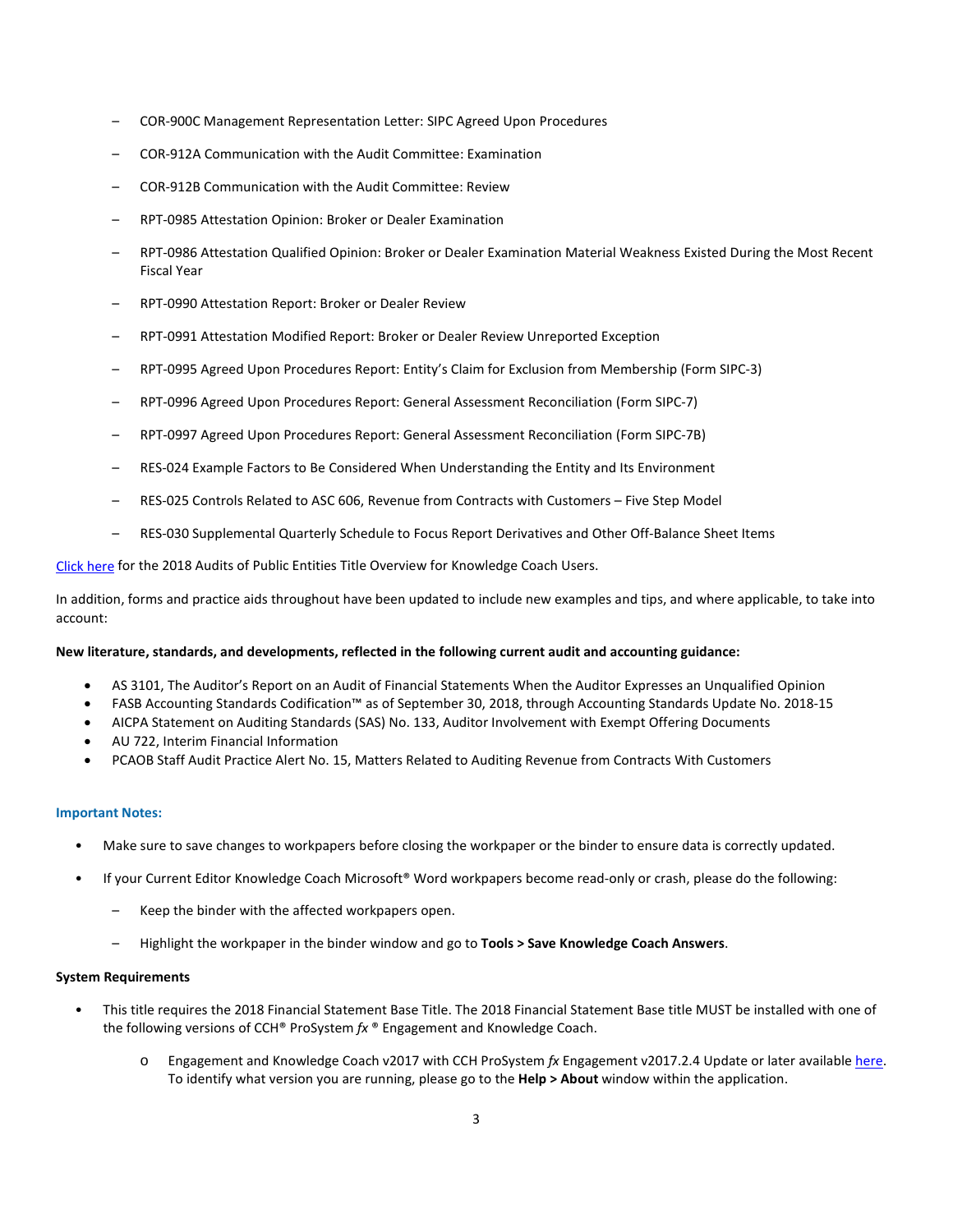- COR-900C Management Representation Letter: SIPC Agreed Upon Procedures
- COR-912A Communication with the Audit Committee: Examination
- COR-912B Communication with the Audit Committee: Review
- RPT-0985 Attestation Opinion: Broker or Dealer Examination
- RPT-0986 Attestation Qualified Opinion: Broker or Dealer Examination Material Weakness Existed During the Most Recent Fiscal Year
- RPT-0990 Attestation Report: Broker or Dealer Review
- RPT-0991 Attestation Modified Report: Broker or Dealer Review Unreported Exception
- RPT-0995 Agreed Upon Procedures Report: Entity's Claim for Exclusion from Membership (Form SIPC-3)
- RPT-0996 Agreed Upon Procedures Report: General Assessment Reconciliation (Form SIPC-7)
- RPT-0997 Agreed Upon Procedures Report: General Assessment Reconciliation (Form SIPC-7B)
- RES-024 Example Factors to Be Considered When Understanding the Entity and Its Environment
- RES-025 Controls Related to ASC 606, Revenue from Contracts with Customers – Five Step Model
- RES-030 Supplemental Quarterly Schedule to Focus Report Derivatives and Other Off-Balance Sheet Items

Click here for the 2018 Audits of Public Entities Title Overview for Knowledge Coach Users.

In addition, forms and practice aids throughout have been updated to include new examples and tips, and where applicable, to take into account:

**New literature, standards, and developments, reflected in the following current audit and accounting guidance:**

- AS 3101, The Auditor's Report on an Audit of Financial Statements When the Auditor Expresses an Unqualified Opinion
- FASB Accounting Standards Codification™ as of September 30, 2018, through Accounting Standards Update No. 2018-15
- AICPA Statement on Auditing Standards (SAS) No. 133, Auditor Involvement with Exempt Offering Documents
- AU 722, Interim Financial Information
- PCAOB Staff Audit Practice Alert No. 15, Matters Related to Auditing Revenue from Contracts With Customers

**Important Notes:**

- Make sure to save changes to workpapers before closing the workpaper or the binder to ensure data is correctly updated.
- If your Current Editor Knowledge Coach Microsoft® Word workpapers become read-only or crash, please do the following:
  - Keep the binder with the affected workpapers open.
  - Highlight the workpaper in the binder window and go to **Tools > Save Knowledge Coach Answers**.

**System Requirements**

- This title requires the 2018 Financial Statement Base Title. The 2018 Financial Statement Base title MUST be installed with one of the following versions of CCH® ProSystem *fx* ® Engagement and Knowledge Coach.
  - Engagement and Knowledge Coach v2017 with CCH ProSystem *fx* Engagement v2017.2.4 Update or later available here. To identify what version you are running, please go to the **Help > About** window within the application.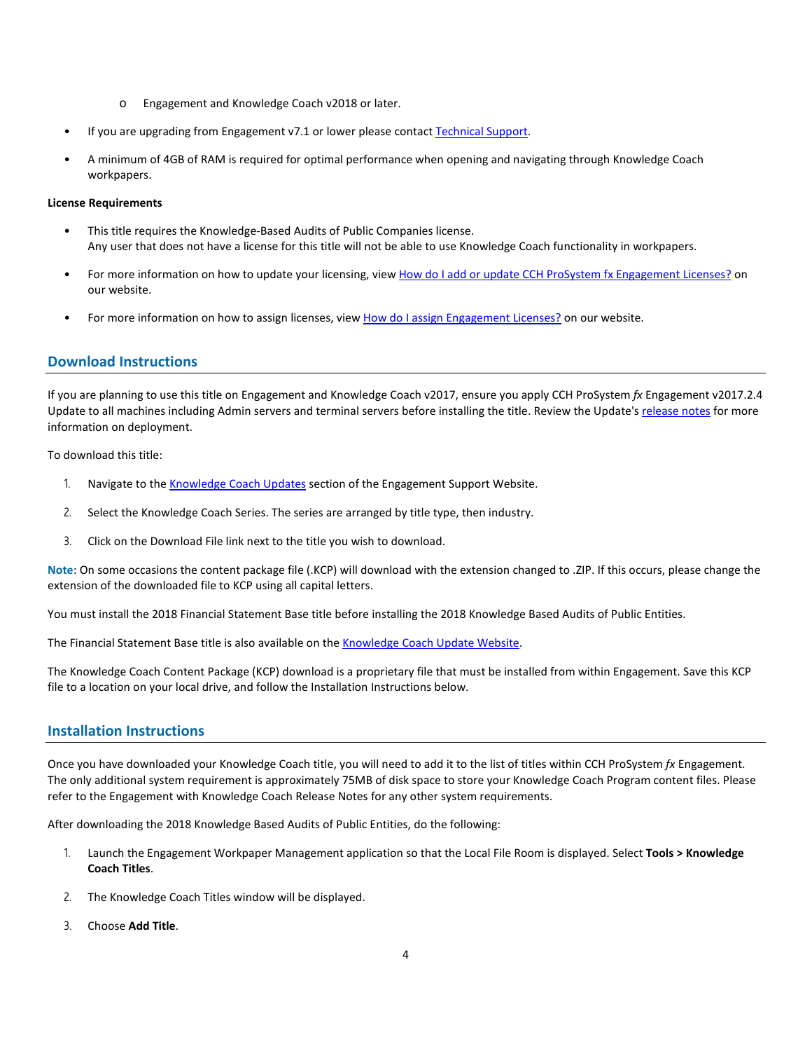- Engagement and Knowledge Coach v2018 or later.

- If you are upgrading from Engagement v7.1 or lower please contact Technical Support.

- A minimum of 4GB of RAM is required for optimal performance when opening and navigating through Knowledge Coach workpapers.

**License Requirements**

- This title requires the Knowledge-Based Audits of Public Companies license.
  Any user that does not have a license for this title will not be able to use Knowledge Coach functionality in workpapers.

- For more information on how to update your licensing, view How do I add or update CCH ProSystem fx Engagement Licenses? on our website.

- For more information on how to assign licenses, view How do I assign Engagement Licenses? on our website.

## Download Instructions

If you are planning to use this title on Engagement and Knowledge Coach v2017, ensure you apply CCH ProSystem *fx* Engagement v2017.2.4 Update to all machines including Admin servers and terminal servers before installing the title. Review the Update's release notes for more information on deployment.

To download this title:

1. Navigate to the Knowledge Coach Updates section of the Engagement Support Website.

2. Select the Knowledge Coach Series. The series are arranged by title type, then industry.

3. Click on the Download File link next to the title you wish to download.

**Note**: On some occasions the content package file (.KCP) will download with the extension changed to .ZIP. If this occurs, please change the extension of the downloaded file to KCP using all capital letters.

You must install the 2018 Financial Statement Base title before installing the 2018 Knowledge Based Audits of Public Entities.

The Financial Statement Base title is also available on the Knowledge Coach Update Website.

The Knowledge Coach Content Package (KCP) download is a proprietary file that must be installed from within Engagement. Save this KCP file to a location on your local drive, and follow the Installation Instructions below.

## Installation Instructions

Once you have downloaded your Knowledge Coach title, you will need to add it to the list of titles within CCH ProSystem *fx* Engagement. The only additional system requirement is approximately 75MB of disk space to store your Knowledge Coach Program content files. Please refer to the Engagement with Knowledge Coach Release Notes for any other system requirements.

After downloading the 2018 Knowledge Based Audits of Public Entities, do the following:

1. Launch the Engagement Workpaper Management application so that the Local File Room is displayed. Select **Tools > Knowledge Coach Titles**.

2. The Knowledge Coach Titles window will be displayed.

3. Choose **Add Title**.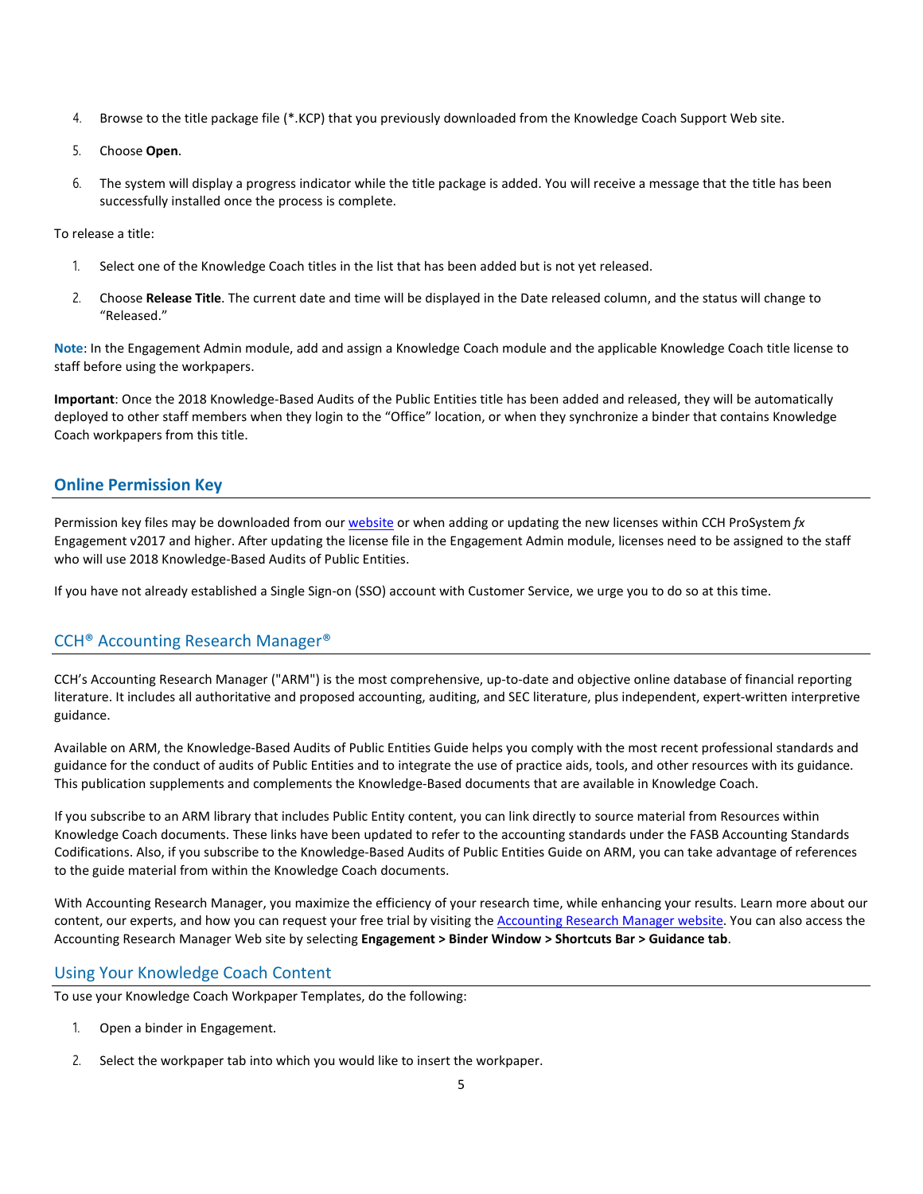4. Browse to the title package file (*.KCP) that you previously downloaded from the Knowledge Coach Support Web site.
5. Choose **Open**.
6. The system will display a progress indicator while the title package is added. You will receive a message that the title has been successfully installed once the process is complete.

To release a title:

1. Select one of the Knowledge Coach titles in the list that has been added but is not yet released.
2. Choose **Release Title**. The current date and time will be displayed in the Date released column, and the status will change to "Released."

**Note**: In the Engagement Admin module, add and assign a Knowledge Coach module and the applicable Knowledge Coach title license to staff before using the workpapers.

**Important**: Once the 2018 Knowledge-Based Audits of the Public Entities title has been added and released, they will be automatically deployed to other staff members when they login to the "Office" location, or when they synchronize a binder that contains Knowledge Coach workpapers from this title.

## Online Permission Key

Permission key files may be downloaded from our website or when adding or updating the new licenses within CCH ProSystem *fx* Engagement v2017 and higher. After updating the license file in the Engagement Admin module, licenses need to be assigned to the staff who will use 2018 Knowledge-Based Audits of Public Entities.

If you have not already established a Single Sign-on (SSO) account with Customer Service, we urge you to do so at this time.

## CCH® Accounting Research Manager®

CCH's Accounting Research Manager ("ARM") is the most comprehensive, up-to-date and objective online database of financial reporting literature. It includes all authoritative and proposed accounting, auditing, and SEC literature, plus independent, expert-written interpretive guidance.

Available on ARM, the Knowledge-Based Audits of Public Entities Guide helps you comply with the most recent professional standards and guidance for the conduct of audits of Public Entities and to integrate the use of practice aids, tools, and other resources with its guidance. This publication supplements and complements the Knowledge-Based documents that are available in Knowledge Coach.

If you subscribe to an ARM library that includes Public Entity content, you can link directly to source material from Resources within Knowledge Coach documents. These links have been updated to refer to the accounting standards under the FASB Accounting Standards Codifications. Also, if you subscribe to the Knowledge-Based Audits of Public Entities Guide on ARM, you can take advantage of references to the guide material from within the Knowledge Coach documents.

With Accounting Research Manager, you maximize the efficiency of your research time, while enhancing your results. Learn more about our content, our experts, and how you can request your free trial by visiting the Accounting Research Manager website. You can also access the Accounting Research Manager Web site by selecting **Engagement > Binder Window > Shortcuts Bar > Guidance tab**.

## Using Your Knowledge Coach Content

To use your Knowledge Coach Workpaper Templates, do the following:

1. Open a binder in Engagement.
2. Select the workpaper tab into which you would like to insert the workpaper.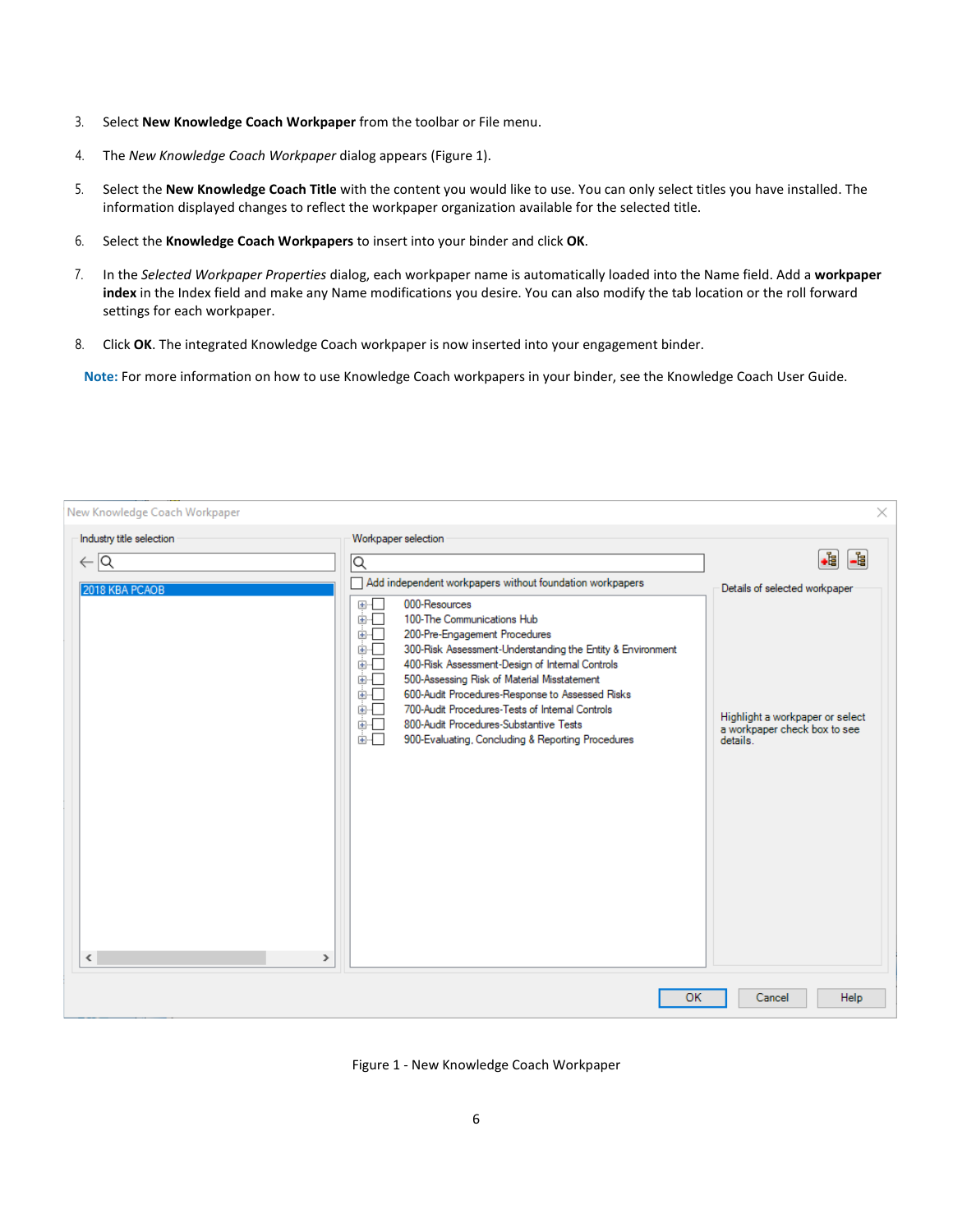3. Select **New Knowledge Coach Workpaper** from the toolbar or File menu.

4. The *New Knowledge Coach Workpaper* dialog appears (Figure 1).

5. Select the **New Knowledge Coach Title** with the content you would like to use. You can only select titles you have installed. The information displayed changes to reflect the workpaper organization available for the selected title.

6. Select the **Knowledge Coach Workpapers** to insert into your binder and click **OK**.

7. In the *Selected Workpaper Properties* dialog, each workpaper name is automatically loaded into the Name field. Add a **workpaper index** in the Index field and make any Name modifications you desire. You can also modify the tab location or the roll forward settings for each workpaper.

8. Click **OK**. The integrated Knowledge Coach workpaper is now inserted into your engagement binder.

**Note:** For more information on how to use Knowledge Coach workpapers in your binder, see the Knowledge Coach User Guide.

Figure 1 - New Knowledge Coach Workpaper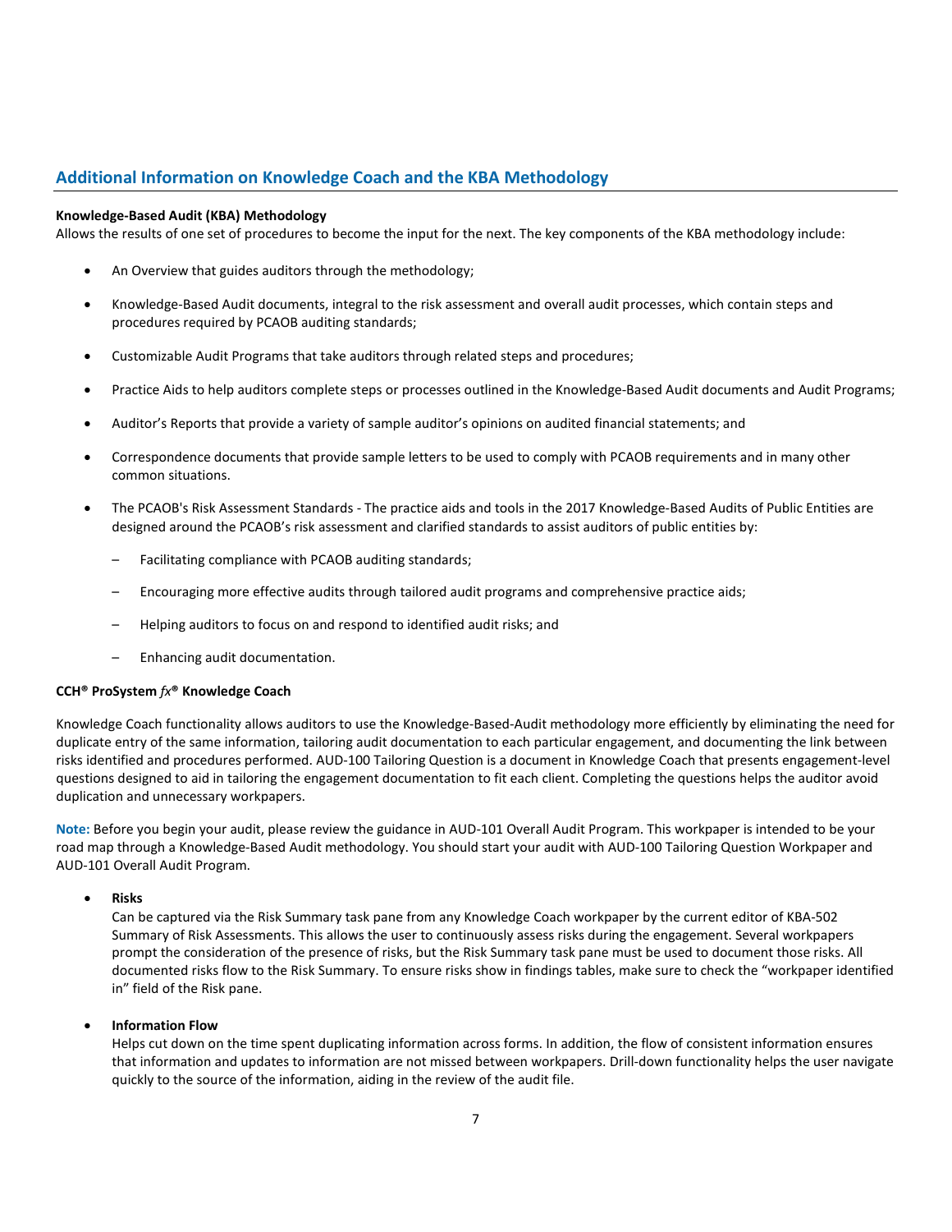## Additional Information on Knowledge Coach and the KBA Methodology

**Knowledge-Based Audit (KBA) Methodology**

Allows the results of one set of procedures to become the input for the next. The key components of the KBA methodology include:

- An Overview that guides auditors through the methodology;
- Knowledge-Based Audit documents, integral to the risk assessment and overall audit processes, which contain steps and procedures required by PCAOB auditing standards;
- Customizable Audit Programs that take auditors through related steps and procedures;
- Practice Aids to help auditors complete steps or processes outlined in the Knowledge-Based Audit documents and Audit Programs;
- Auditor's Reports that provide a variety of sample auditor's opinions on audited financial statements; and
- Correspondence documents that provide sample letters to be used to comply with PCAOB requirements and in many other common situations.
- The PCAOB's Risk Assessment Standards - The practice aids and tools in the 2017 Knowledge-Based Audits of Public Entities are designed around the PCAOB's risk assessment and clarified standards to assist auditors of public entities by:
  - Facilitating compliance with PCAOB auditing standards;
  - Encouraging more effective audits through tailored audit programs and comprehensive practice aids;
  - Helping auditors to focus on and respond to identified audit risks; and
  - Enhancing audit documentation.

**CCH® ProSystem *fx*® Knowledge Coach**

Knowledge Coach functionality allows auditors to use the Knowledge-Based-Audit methodology more efficiently by eliminating the need for duplicate entry of the same information, tailoring audit documentation to each particular engagement, and documenting the link between risks identified and procedures performed. AUD-100 Tailoring Question is a document in Knowledge Coach that presents engagement-level questions designed to aid in tailoring the engagement documentation to fit each client. Completing the questions helps the auditor avoid duplication and unnecessary workpapers.

**Note:** Before you begin your audit, please review the guidance in AUD-101 Overall Audit Program. This workpaper is intended to be your road map through a Knowledge-Based Audit methodology. You should start your audit with AUD-100 Tailoring Question Workpaper and AUD-101 Overall Audit Program.

- **Risks**
  Can be captured via the Risk Summary task pane from any Knowledge Coach workpaper by the current editor of KBA-502 Summary of Risk Assessments. This allows the user to continuously assess risks during the engagement. Several workpapers prompt the consideration of the presence of risks, but the Risk Summary task pane must be used to document those risks. All documented risks flow to the Risk Summary. To ensure risks show in findings tables, make sure to check the "workpaper identified in" field of the Risk pane.

- **Information Flow**
  Helps cut down on the time spent duplicating information across forms. In addition, the flow of consistent information ensures that information and updates to information are not missed between workpapers. Drill-down functionality helps the user navigate quickly to the source of the information, aiding in the review of the audit file.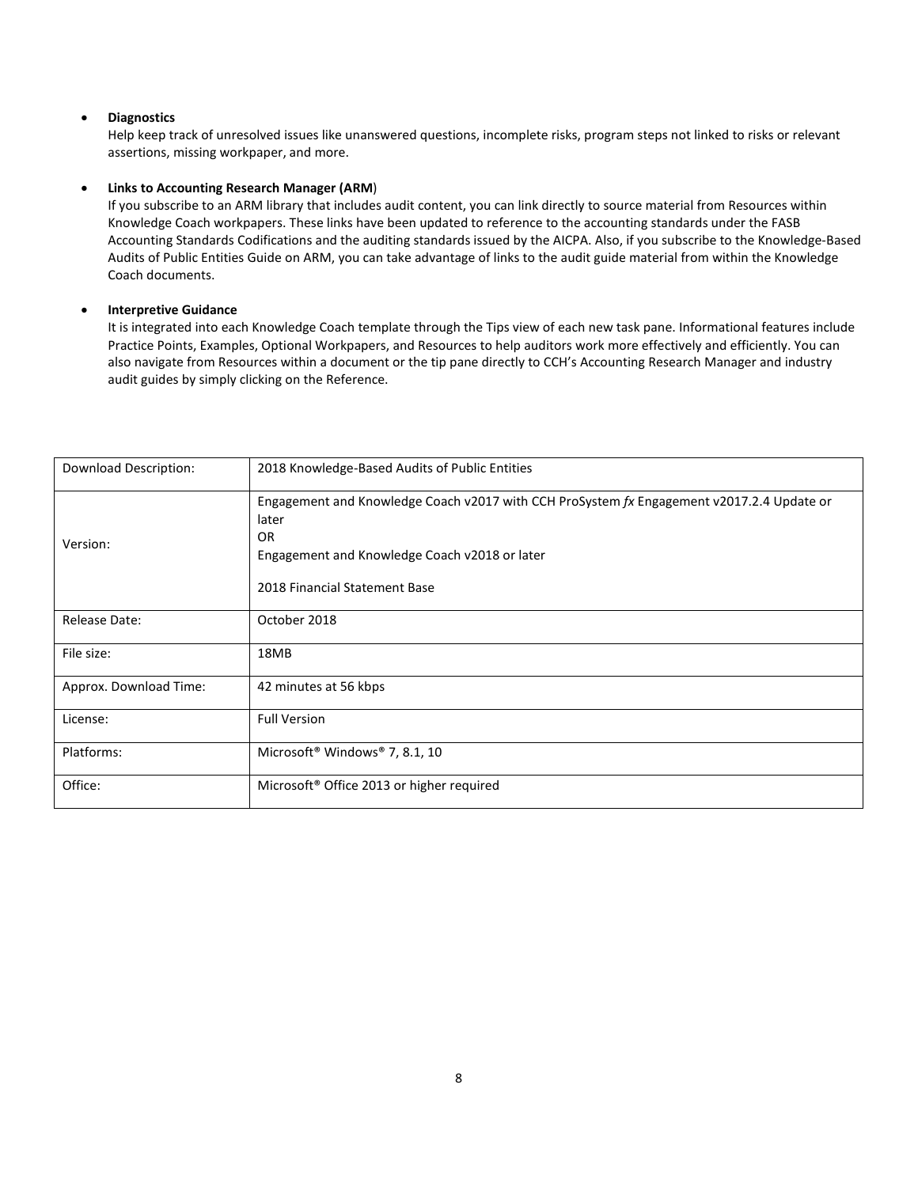- **Diagnostics**
  Help keep track of unresolved issues like unanswered questions, incomplete risks, program steps not linked to risks or relevant assertions, missing workpaper, and more.

- **Links to Accounting Research Manager (ARM**)
  If you subscribe to an ARM library that includes audit content, you can link directly to source material from Resources within Knowledge Coach workpapers. These links have been updated to reference to the accounting standards under the FASB Accounting Standards Codifications and the auditing standards issued by the AICPA. Also, if you subscribe to the Knowledge-Based Audits of Public Entities Guide on ARM, you can take advantage of links to the audit guide material from within the Knowledge Coach documents.

- **Interpretive Guidance**
  It is integrated into each Knowledge Coach template through the Tips view of each new task pane. Informational features include Practice Points, Examples, Optional Workpapers, and Resources to help auditors work more effectively and efficiently. You can also navigate from Resources within a document or the tip pane directly to CCH's Accounting Research Manager and industry audit guides by simply clicking on the Reference.

| | |
|---|---|
| Download Description: | 2018 Knowledge-Based Audits of Public Entities |
| Version: | Engagement and Knowledge Coach v2017 with CCH ProSystem *fx* Engagement v2017.2.4 Update or later<br>OR<br>Engagement and Knowledge Coach v2018 or later<br><br>2018 Financial Statement Base |
| Release Date: | October 2018 |
| File size: | 18MB |
| Approx. Download Time: | 42 minutes at 56 kbps |
| License: | Full Version |
| Platforms: | Microsoft® Windows® 7, 8.1, 10 |
| Office: | Microsoft® Office 2013 or higher required |